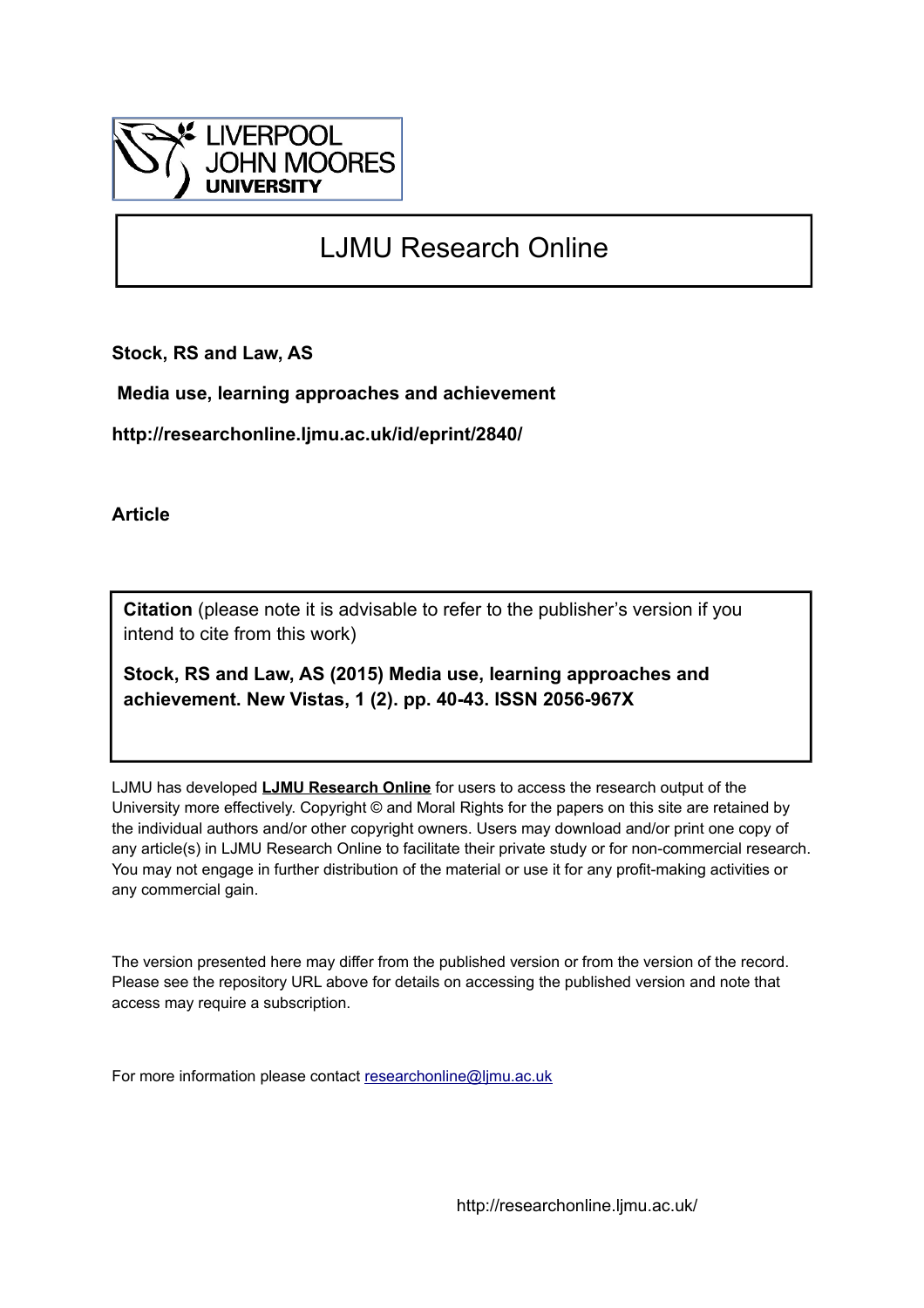LIVERPOOL JOHN MOORES UNIVERSITY

# LJMU Research Online

**Stock, RS and Law, AS**

**Media use, learning approaches and achievement**

**http://researchonline.ljmu.ac.uk/id/eprint/2840/**

**Article**

**Citation** (please note it is advisable to refer to the publisher's version if you intend to cite from this work)

**Stock, RS and Law, AS (2015) Media use, learning approaches and achievement. New Vistas, 1 (2). pp. 40-43. ISSN 2056-967X**

LJMU has developed **LJMU Research Online** for users to access the research output of the University more effectively. Copyright © and Moral Rights for the papers on this site are retained by the individual authors and/or other copyright owners. Users may download and/or print one copy of any article(s) in LJMU Research Online to facilitate their private study or for non-commercial research. You may not engage in further distribution of the material or use it for any profit-making activities or any commercial gain.

The version presented here may differ from the published version or from the version of the record. Please see the repository URL above for details on accessing the published version and note that access may require a subscription.

For more information please contact researchonline@ljmu.ac.uk

http://researchonline.ljmu.ac.uk/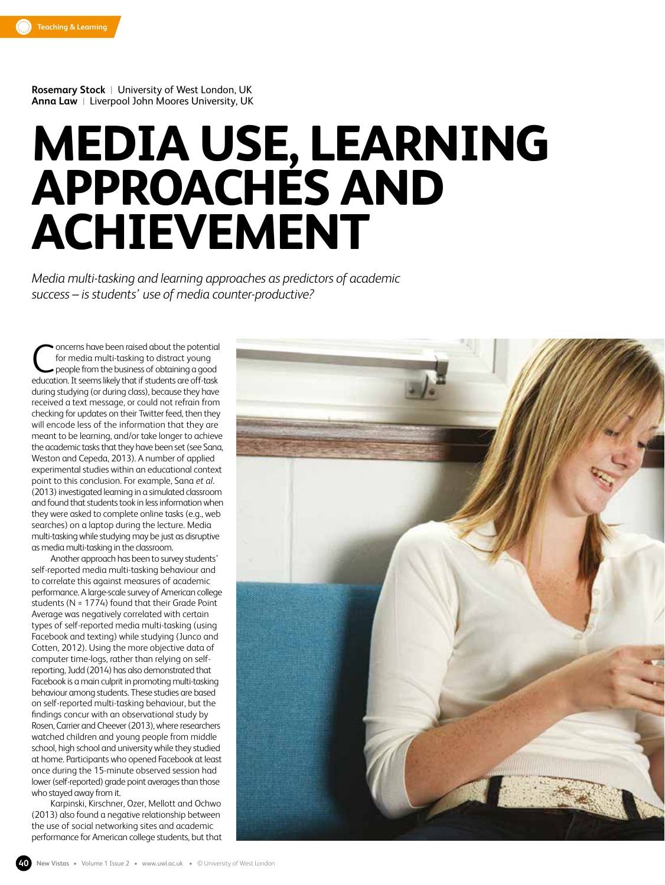**Rosemary Stock** | University of West London, UK
**Anna Law** | Liverpool John Moores University, UK

# MEDIA USE, LEARNING APPROACHES AND ACHIEVEMENT

*Media multi-tasking and learning approaches as predictors of academic success – is students' use of media counter-productive?*

Concerns have been raised about the potential for media multi-tasking to distract young people from the business of obtaining a good education. It seems likely that if students are off-task during studying (or during class), because they have received a text message, or could not refrain from checking for updates on their Twitter feed, then they will encode less of the information that they are meant to be learning, and/or take longer to achieve the academic tasks that they have been set (see Sana, Weston and Cepeda, 2013). A number of applied experimental studies within an educational context point to this conclusion. For example, Sana *et al*. (2013) investigated learning in a simulated classroom and found that students took in less information when they were asked to complete online tasks (e.g., web searches) on a laptop during the lecture. Media multi-tasking while studying may be just as disruptive as media multi-tasking in the classroom.

Another approach has been to survey students' self-reported media multi-tasking behaviour and to correlate this against measures of academic performance. A large-scale survey of American college students (N = 1774) found that their Grade Point Average was negatively correlated with certain types of self-reported media multi-tasking (using Facebook and texting) while studying (Junco and Cotten, 2012). Using the more objective data of computer time-logs, rather than relying on self-reporting, Judd (2014) has also demonstrated that Facebook is a main culprit in promoting multi-tasking behaviour among students. These studies are based on self-reported multi-tasking behaviour, but the findings concur with an observational study by Rosen, Carrier and Cheever (2013), where researchers watched children and young people from middle school, high school and university while they studied at home. Participants who opened Facebook at least once during the 15-minute observed session had lower (self-reported) grade point averages than those who stayed away from it.

Karpinski, Kirschner, Ozer, Mellott and Ochwo (2013) also found a negative relationship between the use of social networking sites and academic performance for American college students, but that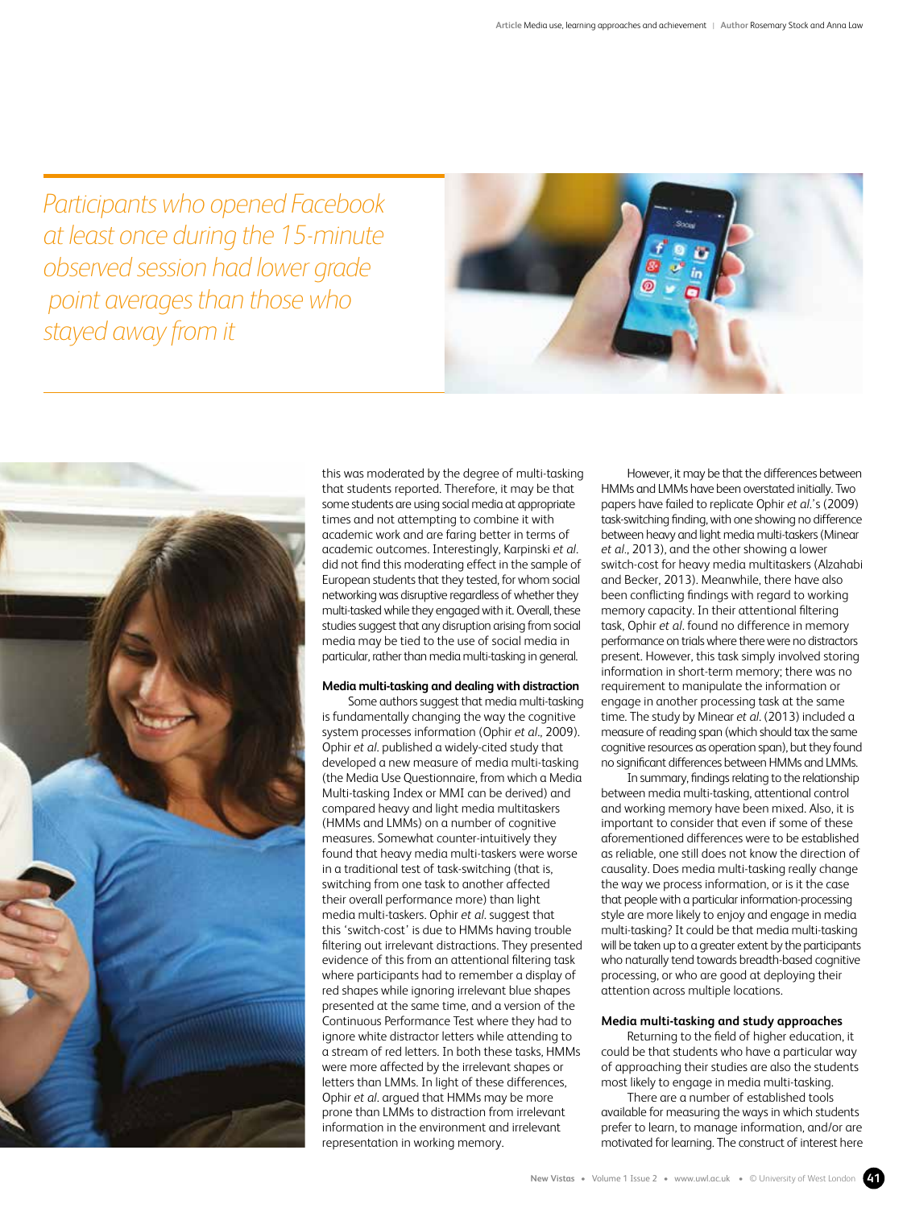*Participants who opened Facebook at least once during the 15-minute observed session had lower grade point averages than those who stayed away from it*

this was moderated by the degree of multi-tasking that students reported. Therefore, it may be that some students are using social media at appropriate times and not attempting to combine it with academic work and are faring better in terms of academic outcomes. Interestingly, Karpinski *et al.* did not find this moderating effect in the sample of European students that they tested, for whom social networking was disruptive regardless of whether they multi-tasked while they engaged with it. Overall, these studies suggest that any disruption arising from social media may be tied to the use of social media in particular, rather than media multi-tasking in general.

**Media multi-tasking and dealing with distraction**

Some authors suggest that media multi-tasking is fundamentally changing the way the cognitive system processes information (Ophir *et al.*, 2009). Ophir *et al.* published a widely-cited study that developed a new measure of media multi-tasking (the Media Use Questionnaire, from which a Media Multi-tasking Index or MMI can be derived) and compared heavy and light media multitaskers (HMMs and LMMs) on a number of cognitive measures. Somewhat counter-intuitively they found that heavy media multi-taskers were worse in a traditional test of task-switching (that is, switching from one task to another affected their overall performance more) than light media multi-taskers. Ophir *et al.* suggest that this 'switch-cost' is due to HMMs having trouble filtering out irrelevant distractions. They presented evidence of this from an attentional filtering task where participants had to remember a display of red shapes while ignoring irrelevant blue shapes presented at the same time, and a version of the Continuous Performance Test where they had to ignore white distractor letters while attending to a stream of red letters. In both these tasks, HMMs were more affected by the irrelevant shapes or letters than LMMs. In light of these differences, Ophir *et al.* argued that HMMs may be more prone than LMMs to distraction from irrelevant information in the environment and irrelevant representation in working memory.

However, it may be that the differences between HMMs and LMMs have been overstated initially. Two papers have failed to replicate Ophir *et al.*'s (2009) task-switching finding, with one showing no difference between heavy and light media multi-taskers (Minear *et al.*, 2013), and the other showing a lower switch-cost for heavy media multitaskers (Alzahabi and Becker, 2013). Meanwhile, there have also been conflicting findings with regard to working memory capacity. In their attentional filtering task, Ophir *et al.* found no difference in memory performance on trials where there were no distractors present. However, this task simply involved storing information in short-term memory; there was no requirement to manipulate the information or engage in another processing task at the same time. The study by Minear *et al.* (2013) included a measure of reading span (which should tax the same cognitive resources as operation span), but they found no significant differences between HMMs and LMMs.

In summary, findings relating to the relationship between media multi-tasking, attentional control and working memory have been mixed. Also, it is important to consider that even if some of these aforementioned differences were to be established as reliable, one still does not know the direction of causality. Does media multi-tasking really change the way we process information, or is it the case that people with a particular information-processing style are more likely to enjoy and engage in media multi-tasking? It could be that media multi-tasking will be taken up to a greater extent by the participants who naturally tend towards breadth-based cognitive processing, or who are good at deploying their attention across multiple locations.

**Media multi-tasking and study approaches**

Returning to the field of higher education, it could be that students who have a particular way of approaching their studies are also the students most likely to engage in media multi-tasking.

There are a number of established tools available for measuring the ways in which students prefer to learn, to manage information, and/or are motivated for learning. The construct of interest here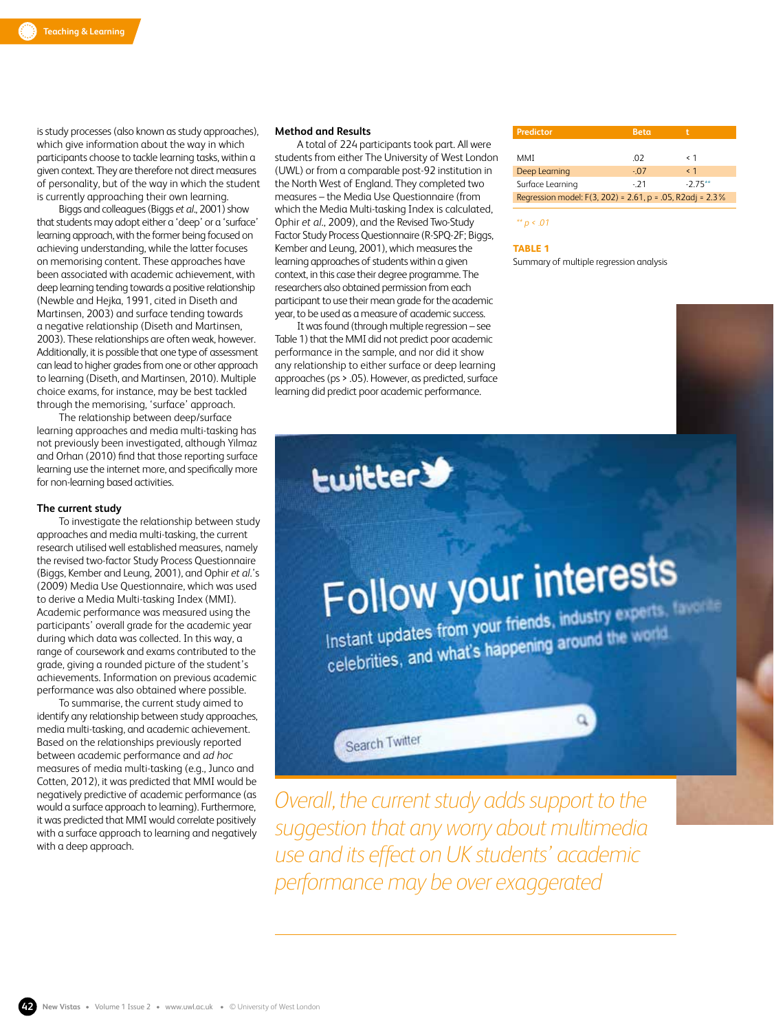is study processes (also known as study approaches), which give information about the way in which participants choose to tackle learning tasks, within a given context. They are therefore not direct measures of personality, but of the way in which the student is currently approaching their own learning.

Biggs and colleagues (Biggs *et al*., 2001) show that students may adopt either a 'deep' or a 'surface' learning approach, with the former being focused on achieving understanding, while the latter focuses on memorising content. These approaches have been associated with academic achievement, with deep learning tending towards a positive relationship (Newble and Hejka, 1991, cited in Diseth and Martinsen, 2003) and surface tending towards a negative relationship (Diseth and Martinsen, 2003). These relationships are often weak, however. Additionally, it is possible that one type of assessment can lead to higher grades from one or other approach to learning (Diseth, and Martinsen, 2010). Multiple choice exams, for instance, may be best tackled through the memorising, 'surface' approach.

The relationship between deep/surface learning approaches and media multi-tasking has not previously been investigated, although Yilmaz and Orhan (2010) find that those reporting surface learning use the internet more, and specifically more for non-learning based activities.

### The current study

To investigate the relationship between study approaches and media multi-tasking, the current research utilised well established measures, namely the revised two-factor Study Process Questionnaire (Biggs, Kember and Leung, 2001), and Ophir *et al*.'s (2009) Media Use Questionnaire, which was used to derive a Media Multi-tasking Index (MMI). Academic performance was measured using the participants' overall grade for the academic year during which data was collected. In this way, a range of coursework and exams contributed to the grade, giving a rounded picture of the student's achievements. Information on previous academic performance was also obtained where possible.

To summarise, the current study aimed to identify any relationship between study approaches, media multi-tasking, and academic achievement. Based on the relationships previously reported between academic performance and *ad hoc* measures of media multi-tasking (e.g., Junco and Cotten, 2012), it was predicted that MMI would be negatively predictive of academic performance (as would a surface approach to learning). Furthermore, it was predicted that MMI would correlate positively with a surface approach to learning and negatively with a deep approach.

### Method and Results

A total of 224 participants took part. All were students from either The University of West London (UWL) or from a comparable post-92 institution in the North West of England. They completed two measures – the Media Use Questionnaire (from which the Media Multi-tasking Index is calculated, Ophir *et al*., 2009), and the Revised Two-Study Factor Study Process Questionnaire (R-SPQ-2F; Biggs, Kember and Leung, 2001), which measures the learning approaches of students within a given context, in this case their degree programme. The researchers also obtained permission from each participant to use their mean grade for the academic year, to be used as a measure of academic success.

It was found (through multiple regression – see Table 1) that the MMI did not predict poor academic performance in the sample, and nor did it show any relationship to either surface or deep learning approaches ($ps > .05$). However, as predicted, surface learning did predict poor academic performance.

| Predictor | Beta | t |
|---|---|---|
| MMI | .02 | < 1 |
| Deep Learning | -.07 | < 1 |
| Surface Learning | -.21 | -2.75** |
| Regression model: $F(3, 202) = 2.61$, $p = .05$, $R^2adj = 2.3\%$ | | |

** $p < .01$

**TABLE 1**
Summary of multiple regression analysis

*Overall, the current study adds support to the suggestion that any worry about multimedia use and its effect on UK students' academic performance may be over exaggerated*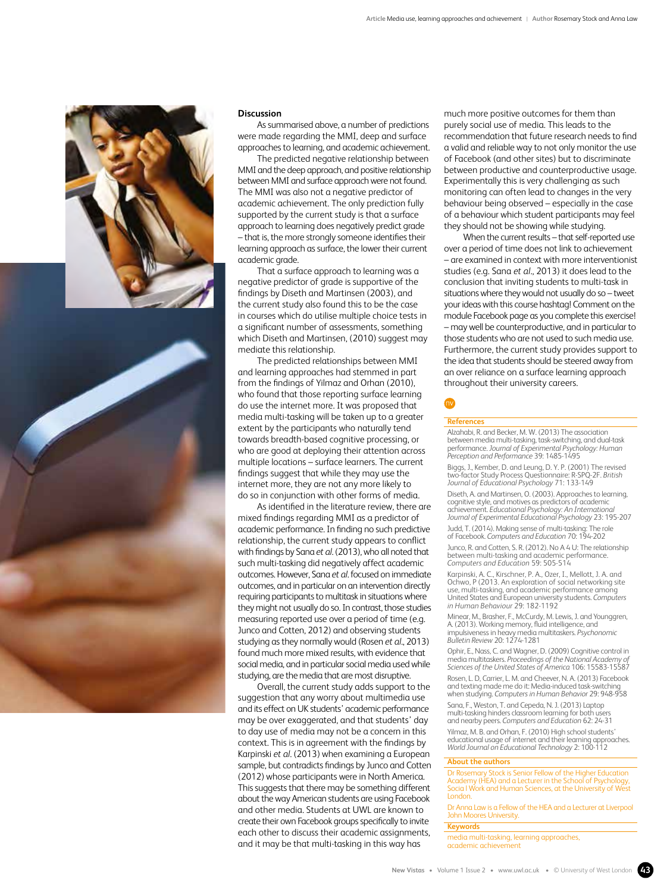## Discussion

As summarised above, a number of predictions were made regarding the MMI, deep and surface approaches to learning, and academic achievement.

The predicted negative relationship between MMI and the deep approach, and positive relationship between MMI and surface approach were not found. The MMI was also not a negative predictor of academic achievement. The only prediction fully supported by the current study is that a surface approach to learning does negatively predict grade – that is, the more strongly someone identifies their learning approach as surface, the lower their current academic grade.

That a surface approach to learning was a negative predictor of grade is supportive of the findings by Diseth and Martinsen (2003), and the current study also found this to be the case in courses which do utilise multiple choice tests in a significant number of assessments, something which Diseth and Martinsen, (2010) suggest may mediate this relationship.

The predicted relationships between MMI and learning approaches had stemmed in part from the findings of Yilmaz and Orhan (2010), who found that those reporting surface learning do use the internet more. It was proposed that media multi-tasking will be taken up to a greater extent by the participants who naturally tend towards breadth-based cognitive processing, or who are good at deploying their attention across multiple locations – surface learners. The current findings suggest that while they may use the internet more, they are not any more likely to do so in conjunction with other forms of media.

As identified in the literature review, there are mixed findings regarding MMI as a predictor of academic performance. In finding no such predictive relationship, the current study appears to conflict with findings by Sana *et al.* (2013), who all noted that such multi-tasking did negatively affect academic outcomes. However, Sana *et al.* focused on immediate outcomes, and in particular on an intervention directly requiring participants to multitask in situations where they might not usually do so. In contrast, those studies measuring reported use over a period of time (e.g. Junco and Cotten, 2012) and observing students studying as they normally would (Rosen *et al.*, 2013) found much more mixed results, with evidence that social media, and in particular social media used while studying, are the media that are most disruptive.

Overall, the current study adds support to the suggestion that any worry about multimedia use and its effect on UK students' academic performance may be over exaggerated, and that students' day to day use of media may not be a concern in this context. This is in agreement with the findings by Karpinski *et al.* (2013) when examining a European sample, but contradicts findings by Junco and Cotten (2012) whose participants were in North America. This suggests that there may be something different about the way American students are using Facebook and other media. Students at UWL are known to create their own Facebook groups specifically to invite each other to discuss their academic assignments, and it may be that multi-tasking in this way has much more positive outcomes for them than purely social use of media. This leads to the recommendation that future research needs to find a valid and reliable way to not only monitor the use of Facebook (and other sites) but to discriminate between productive and counterproductive usage. Experimentally this is very challenging as such monitoring can often lead to changes in the very behaviour being observed – especially in the case of a behaviour which student participants may feel they should not be showing while studying.

When the current results – that self-reported use over a period of time does not link to achievement – are examined in context with more interventionist studies (e.g. Sana *et al.*, 2013) it does lead to the conclusion that inviting students to multi-task in situations where they would not usually do so – tweet your ideas with this course hashtag! Comment on the module Facebook page as you complete this exercise! – may well be counterproductive, and in particular to those students who are not used to such media use. Furthermore, the current study provides support to the idea that students should be steered away from an over reliance on a surface learning approach throughout their university careers.

### References

Alzahabi, R. and Becker, M. W. (2013) The association between media multi-tasking, task-switching, and dual-task performance. *Journal of Experimental Psychology: Human Perception and Performance* 39: 1485-1495

Biggs, J., Kember, D. and Leung, D. Y. P. (2001) The revised two-factor Study Process Questionnaire: R-SPQ-2F. *British Journal of Educational Psychology* 71: 133-149

Diseth, A. and Martinsen, O. (2003). Approaches to learning, cognitive style, and motives as predictors of academic achievement. *Educational Psychology: An International Journal of Experimental Educational Psychology* 23: 195-207

Judd, T. (2014). Making sense of multi-tasking: The role of Facebook. *Computers and Education* 70: 194-202

Junco, R. and Cotten, S. R. (2012). No A 4 U: The relationship between multi-tasking and academic performance. *Computers and Education* 59: 505-514

Karpinski, A. C., Kirschner, P. A., Ozer, I., Mellott, J. A. and Ochwo, P (2013. An exploration of social networking site use, multi-tasking, and academic performance among United States and European university students. *Computers in Human Behaviour* 29: 182-1192

Minear, M., Brasher, F., McCurdy, M. Lewis, J. and Younggren, A. (2013). Working memory, fluid intelligence, and impulsiveness in heavy media multitaskers. *Psychonomic Bulletin Review* 20: 1274-1281

Ophir, E., Nass, C. and Wagner, D. (2009) Cognitive control in media multitaskers. *Proceedings of the National Academy of Sciences of the United States of America* 106: 15583-15587

Rosen, L. D, Carrier, L. M. and Cheever, N. A. (2013) Facebook and texting made me do it: Media-induced task-switching when studying. *Computers in Human Behavior* 29: 948-958

Sana, F., Weston, T. and Cepeda, N. J. (2013) Laptop multi-tasking hinders classroom learning for both users and nearby peers. *Computers and Education* 62: 24-31

Yilmaz, M. B. and Orhan, F. (2010) High school students' educational usage of internet and their learning approaches. *World Journal on Educational Technology* 2: 100-112

### About the authors

Dr Rosemary Stock is Senior Fellow of the Higher Education Academy (HEA) and a Lecturer in the School of Psychology, Socia l Work and Human Sciences, at the University of West London.

Dr Anna Law is a Fellow of the HEA and a Lecturer at Liverpool John Moores University.

### Keywords

media multi-tasking, learning approaches, academic achievement